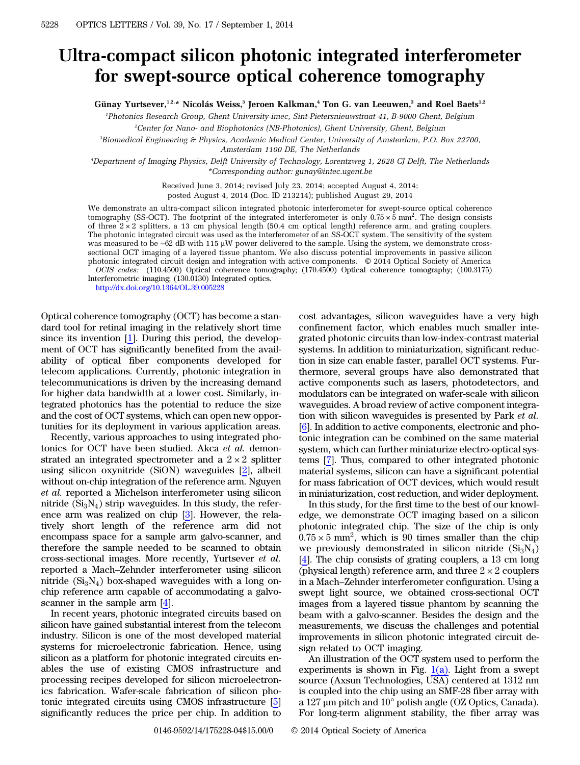# Ultra-compact silicon photonic integrated interferometer for swept-source optical coherence tomography

**Günay Yurtsever,[1,2,*] Nicolás Weiss,[3] Jeroen Kalkman,[4] Ton G. van Leeuwen,[3] and Roel Baets[1,2]**

[1]Photonics Research Group, Ghent University-imec, Sint-Pietersnieuwstraat 41, B-9000 Ghent, Belgium

[2]Center for Nano- and Biophotonics (NB-Photonics), Ghent University, Ghent, Belgium

[3]Biomedical Engineering & Physics, Academic Medical Center, University of Amsterdam, P.O. Box 22700, Amsterdam 1100 DE, The Netherlands

[4]Department of Imaging Physics, Delft University of Technology, Lorentzweg 1, 2628 CJ Delft, The Netherlands

*Corresponding author: gunay@intec.ugent.be

Received June 3, 2014; revised July 23, 2014; accepted August 4, 2014; posted August 4, 2014 (Doc. ID 213214); published August 29, 2014

We demonstrate an ultra-compact silicon integrated photonic interferometer for swept-source optical coherence tomography (SS-OCT). The footprint of the integrated interferometer is only $0.75 \times 5$ mm$^2$. The design consists of three $2 \times 2$ splitters, a 13 cm physical length (50.4 cm optical length) reference arm, and grating couplers. The photonic integrated circuit was used as the interferometer of an SS-OCT system. The sensitivity of the system was measured to be −62 dB with 115 μW power delivered to the sample. Using the system, we demonstrate cross-sectional OCT imaging of a layered tissue phantom. We also discuss potential improvements in passive silicon photonic integrated circuit design and integration with active components. © 2014 Optical Society of America

*OCIS codes:* (110.4500) Optical coherence tomography; (170.4500) Optical coherence tomography; (100.3175) Interferometric imaging; (130.0130) Integrated optics.

http://dx.doi.org/10.1364/OL.39.005228

Optical coherence tomography (OCT) has become a standard tool for retinal imaging in the relatively short time since its invention [1]. During this period, the development of OCT has significantly benefited from the availability of optical fiber components developed for telecom applications. Currently, photonic integration in telecommunications is driven by the increasing demand for higher data bandwidth at a lower cost. Similarly, integrated photonics has the potential to reduce the size and the cost of OCT systems, which can open new opportunities for its deployment in various application areas.

Recently, various approaches to using integrated photonics for OCT have been studied. Akca *et al.* demonstrated an integrated spectrometer and a $2 \times 2$ splitter using silicon oxynitride (SiON) waveguides [2], albeit without on-chip integration of the reference arm. Nguyen *et al.* reported a Michelson interferometer using silicon nitride ($Si_3N_4$) strip waveguides. In this study, the reference arm was realized on chip [3]. However, the relatively short length of the reference arm did not encompass space for a sample arm galvo-scanner, and therefore the sample needed to be scanned to obtain cross-sectional images. More recently, Yurtsever *et al.* reported a Mach–Zehnder interferometer using silicon nitride ($Si_3N_4$) box-shaped waveguides with a long on-chip reference arm capable of accommodating a galvo-scanner in the sample arm [4].

In recent years, photonic integrated circuits based on silicon have gained substantial interest from the telecom industry. Silicon is one of the most developed material systems for microelectronic fabrication. Hence, using silicon as a platform for photonic integrated circuits enables the use of existing CMOS infrastructure and processing recipes developed for silicon microelectronics fabrication. Wafer-scale fabrication of silicon photonic integrated circuits using CMOS infrastructure [5] significantly reduces the price per chip. In addition to cost advantages, silicon waveguides have a very high confinement factor, which enables much smaller integrated photonic circuits than low-index-contrast material systems. In addition to miniaturization, significant reduction in size can enable faster, parallel OCT systems. Furthermore, several groups have also demonstrated that active components such as lasers, photodetectors, and modulators can be integrated on wafer-scale with silicon waveguides. A broad review of active component integration with silicon waveguides is presented by Park *et al.* [6]. In addition to active components, electronic and photonic integration can be combined on the same material system, which can further miniaturize electro-optical systems [7]. Thus, compared to other integrated photonic material systems, silicon can have a significant potential for mass fabrication of OCT devices, which would result in miniaturization, cost reduction, and wider deployment.

In this study, for the first time to the best of our knowledge, we demonstrate OCT imaging based on a silicon photonic integrated chip. The size of the chip is only $0.75 \times 5$ mm$^2$, which is 90 times smaller than the chip we previously demonstrated in silicon nitride ($Si_3N_4$) [4]. The chip consists of grating couplers, a 13 cm long (physical length) reference arm, and three $2 \times 2$ couplers in a Mach–Zehnder interferometer configuration. Using a swept light source, we obtained cross-sectional OCT images from a layered tissue phantom by scanning the beam with a galvo-scanner. Besides the design and the measurements, we discuss the challenges and potential improvements in silicon photonic integrated circuit design related to OCT imaging.

An illustration of the OCT system used to perform the experiments is shown in Fig. 1(a). Light from a swept source (Axsun Technologies, USA) centered at 1312 nm is coupled into the chip using an SMF-28 fiber array with a 127 μm pitch and 10° polish angle (OZ Optics, Canada). For long-term alignment stability, the fiber array was

0146-9592/14/175228-04$15.00/0 © 2014 Optical Society of America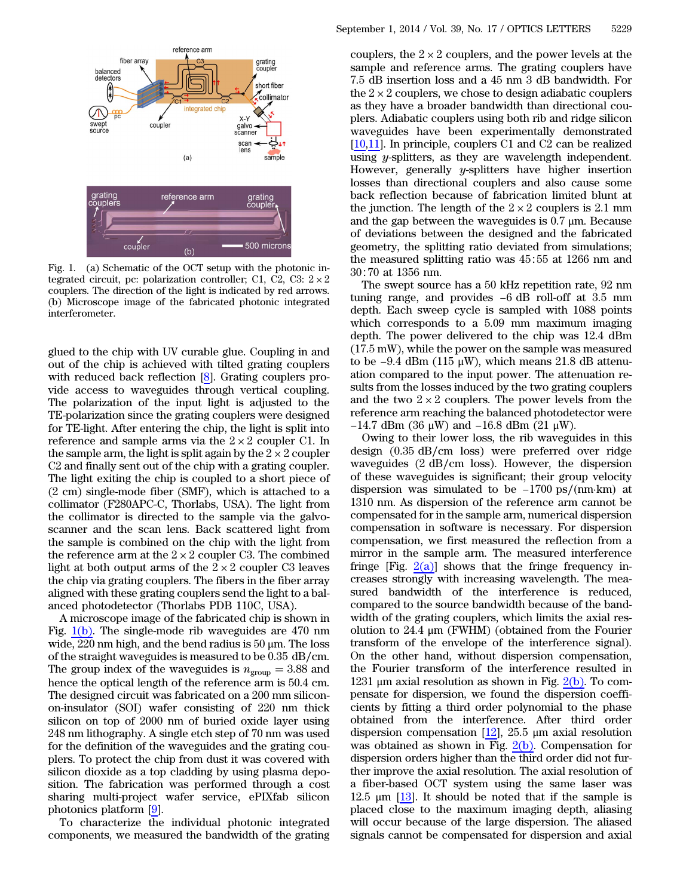Fig. 1. (a) Schematic of the OCT setup with the photonic integrated circuit, pc: polarization controller; C1, C2, C3: $2 \times 2$ couplers. The direction of the light is indicated by red arrows. (b) Microscope image of the fabricated photonic integrated interferometer.

glued to the chip with UV curable glue. Coupling in and out of the chip is achieved with tilted grating couplers with reduced back reflection [8]. Grating couplers provide access to waveguides through vertical coupling. The polarization of the input light is adjusted to the TE-polarization since the grating couplers were designed for TE-light. After entering the chip, the light is split into reference and sample arms via the $2 \times 2$ coupler C1. In the sample arm, the light is split again by the $2 \times 2$ coupler C2 and finally sent out of the chip with a grating coupler. The light exiting the chip is coupled to a short piece of (2 cm) single-mode fiber (SMF), which is attached to a collimator (F280APC-C, Thorlabs, USA). The light from the collimator is directed to the sample via the galvo-scanner and the scan lens. Back scattered light from the sample is combined on the chip with the light from the reference arm at the $2 \times 2$ coupler C3. The combined light at both output arms of the $2 \times 2$ coupler C3 leaves the chip via grating couplers. The fibers in the fiber array aligned with these grating couplers send the light to a balanced photodetector (Thorlabs PDB 110C, USA).

A microscope image of the fabricated chip is shown in Fig. 1(b). The single-mode rib waveguides are 470 nm wide, 220 nm high, and the bend radius is 50 μm. The loss of the straight waveguides is measured to be 0.35 dB/cm. The group index of the waveguides is $n_{\text{group}} = 3.88$ and hence the optical length of the reference arm is 50.4 cm. The designed circuit was fabricated on a 200 mm silicon-on-insulator (SOI) wafer consisting of 220 nm thick silicon on top of 2000 nm of buried oxide layer using 248 nm lithography. A single etch step of 70 nm was used for the definition of the waveguides and the grating couplers. To protect the chip from dust it was covered with silicon dioxide as a top cladding by using plasma deposition. The fabrication was performed through a cost sharing multi-project wafer service, ePIXfab silicon photonics platform [9].

To characterize the individual photonic integrated components, we measured the bandwidth of the grating couplers, the $2 \times 2$ couplers, and the power levels at the sample and reference arms. The grating couplers have 7.5 dB insertion loss and a 45 nm 3 dB bandwidth. For the $2 \times 2$ couplers, we chose to design adiabatic couplers as they have a broader bandwidth than directional couplers. Adiabatic couplers using both rib and ridge silicon waveguides have been experimentally demonstrated [10,11]. In principle, couplers C1 and C2 can be realized using $y$-splitters, as they are wavelength independent. However, generally $y$-splitters have higher insertion losses than directional couplers and also cause some back reflection because of fabrication limited blunt at the junction. The length of the $2 \times 2$ couplers is 2.1 mm and the gap between the waveguides is 0.7 μm. Because of deviations between the designed and the fabricated geometry, the splitting ratio deviated from simulations; the measured splitting ratio was 45:55 at 1266 nm and 30:70 at 1356 nm.

The swept source has a 50 kHz repetition rate, 92 nm tuning range, and provides −6 dB roll-off at 3.5 mm depth. Each sweep cycle is sampled with 1088 points which corresponds to a 5.09 mm maximum imaging depth. The power delivered to the chip was 12.4 dBm (17.5 mW), while the power on the sample was measured to be −9.4 dBm (115 μW), which means 21.8 dB attenuation compared to the input power. The attenuation results from the losses induced by the two grating couplers and the two $2 \times 2$ couplers. The power levels from the reference arm reaching the balanced photodetector were −14.7 dBm (36 μW) and −16.8 dBm (21 μW).

Owing to their lower loss, the rib waveguides in this design (0.35 dB/cm loss) were preferred over ridge waveguides (2 dB/cm loss). However, the dispersion of these waveguides is significant; their group velocity dispersion was simulated to be −1700 ps/(nm·km) at 1310 nm. As dispersion of the reference arm cannot be compensated for in the sample arm, numerical dispersion compensation in software is necessary. For dispersion compensation, we first measured the reflection from a mirror in the sample arm. The measured interference fringe [Fig. 2(a)] shows that the fringe frequency increases strongly with increasing wavelength. The measured bandwidth of the interference is reduced, compared to the source bandwidth because of the bandwidth of the grating couplers, which limits the axial resolution to 24.4 μm (FWHM) (obtained from the Fourier transform of the envelope of the interference signal). On the other hand, without dispersion compensation, the Fourier transform of the interference resulted in 1231 μm axial resolution as shown in Fig. 2(b). To compensate for dispersion, we found the dispersion coefficients by fitting a third order polynomial to the phase obtained from the interference. After third order dispersion compensation [12], 25.5 μm axial resolution was obtained as shown in Fig. 2(b). Compensation for dispersion orders higher than the third order did not further improve the axial resolution. The axial resolution of a fiber-based OCT system using the same laser was 12.5 μm [13]. It should be noted that if the sample is placed close to the maximum imaging depth, aliasing will occur because of the large dispersion. The aliased signals cannot be compensated for dispersion and axial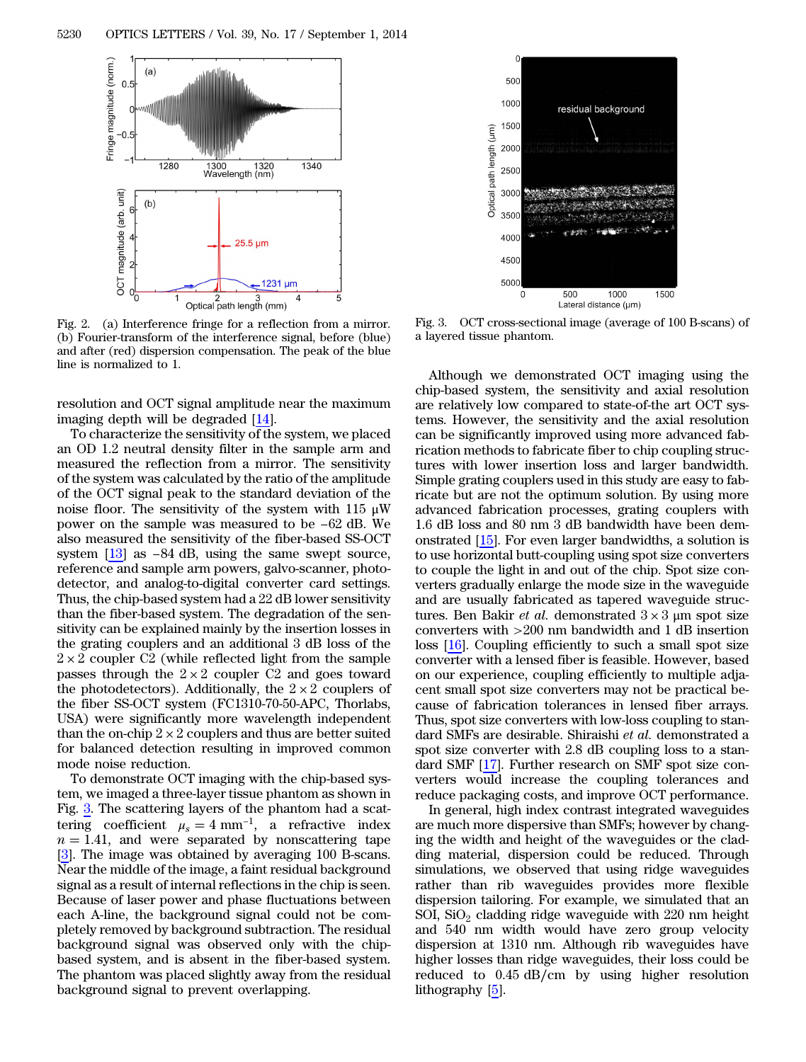Fig. 2. (a) Interference fringe for a reflection from a mirror. (b) Fourier-transform of the interference signal, before (blue) and after (red) dispersion compensation. The peak of the blue line is normalized to 1.

Fig. 3. OCT cross-sectional image (average of 100 B-scans) of a layered tissue phantom.

resolution and OCT signal amplitude near the maximum imaging depth will be degraded [14].

To characterize the sensitivity of the system, we placed an OD 1.2 neutral density filter in the sample arm and measured the reflection from a mirror. The sensitivity of the system was calculated by the ratio of the amplitude of the OCT signal peak to the standard deviation of the noise floor. The sensitivity of the system with 115 μW power on the sample was measured to be −62 dB. We also measured the sensitivity of the fiber-based SS-OCT system [13] as −84 dB, using the same swept source, reference and sample arm powers, galvo-scanner, photodetector, and analog-to-digital converter card settings. Thus, the chip-based system had a 22 dB lower sensitivity than the fiber-based system. The degradation of the sensitivity can be explained mainly by the insertion losses in the grating couplers and an additional 3 dB loss of the $2 \times 2$ coupler C2 (while reflected light from the sample passes through the $2 \times 2$ coupler C2 and goes toward the photodetectors). Additionally, the $2 \times 2$ couplers of the fiber SS-OCT system (FC1310-70-50-APC, Thorlabs, USA) were significantly more wavelength independent than the on-chip $2 \times 2$ couplers and thus are better suited for balanced detection resulting in improved common mode noise reduction.

To demonstrate OCT imaging with the chip-based system, we imaged a three-layer tissue phantom as shown in Fig. 3. The scattering layers of the phantom had a scattering coefficient $\mu_s = 4\ \text{mm}^{-1}$, a refractive index $n = 1.41$, and were separated by nonscattering tape [3]. The image was obtained by averaging 100 B-scans. Near the middle of the image, a faint residual background signal as a result of internal reflections in the chip is seen. Because of laser power and phase fluctuations between each A-line, the background signal could not be completely removed by background subtraction. The residual background signal was observed only with the chip-based system, and is absent in the fiber-based system. The phantom was placed slightly away from the residual background signal to prevent overlapping.

Although we demonstrated OCT imaging using the chip-based system, the sensitivity and axial resolution are relatively low compared to state-of-the art OCT systems. However, the sensitivity and the axial resolution can be significantly improved using more advanced fabrication methods to fabricate fiber to chip coupling structures with lower insertion loss and larger bandwidth. Simple grating couplers used in this study are easy to fabricate but are not the optimum solution. By using more advanced fabrication processes, grating couplers with 1.6 dB loss and 80 nm 3 dB bandwidth have been demonstrated [15]. For even larger bandwidths, a solution is to use horizontal butt-coupling using spot size converters to couple the light in and out of the chip. Spot size converters gradually enlarge the mode size in the waveguide and are usually fabricated as tapered waveguide structures. Ben Bakir *et al.* demonstrated $3 \times 3$ μm spot size converters with >200 nm bandwidth and 1 dB insertion loss [16]. Coupling efficiently to such a small spot size converter with a lensed fiber is feasible. However, based on our experience, coupling efficiently to multiple adjacent small spot size converters may not be practical because of fabrication tolerances in lensed fiber arrays. Thus, spot size converters with low-loss coupling to standard SMFs are desirable. Shiraishi *et al.* demonstrated a spot size converter with 2.8 dB coupling loss to a standard SMF [17]. Further research on SMF spot size converters would increase the coupling tolerances and reduce packaging costs, and improve OCT performance.

In general, high index contrast integrated waveguides are much more dispersive than SMFs; however by changing the width and height of the waveguides or the cladding material, dispersion could be reduced. Through simulations, we observed that using ridge waveguides rather than rib waveguides provides more flexible dispersion tailoring. For example, we simulated that an SOI, $SiO_2$ cladding ridge waveguide with 220 nm height and 540 nm width would have zero group velocity dispersion at 1310 nm. Although rib waveguides have higher losses than ridge waveguides, their loss could be reduced to 0.45 dB/cm by using higher resolution lithography [5].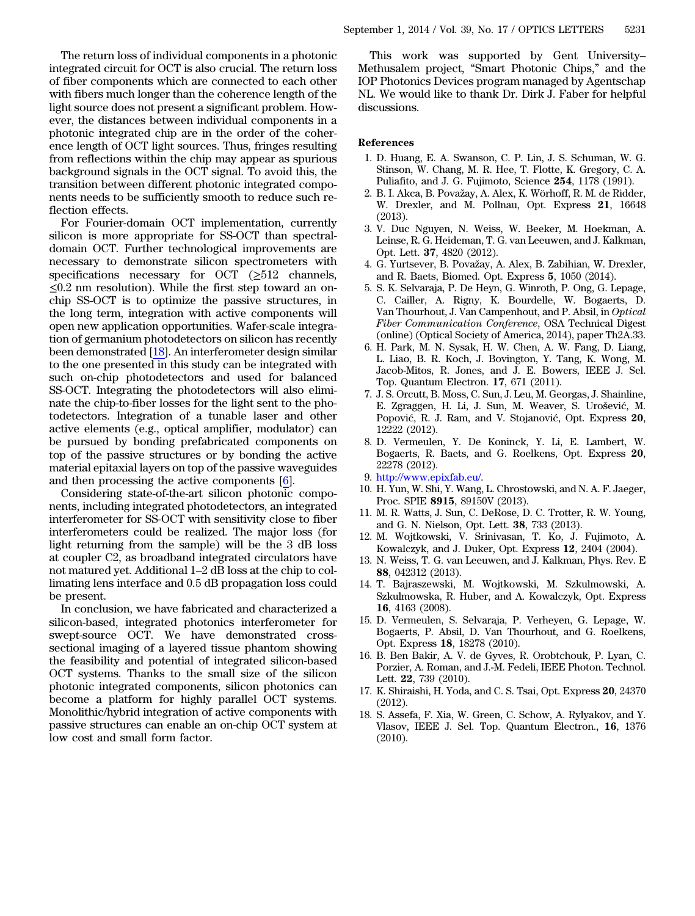The return loss of individual components in a photonic integrated circuit for OCT is also crucial. The return loss of fiber components which are connected to each other with fibers much longer than the coherence length of the light source does not present a significant problem. However, the distances between individual components in a photonic integrated chip are in the order of the coherence length of OCT light sources. Thus, fringes resulting from reflections within the chip may appear as spurious background signals in the OCT signal. To avoid this, the transition between different photonic integrated components needs to be sufficiently smooth to reduce such reflection effects.

For Fourier-domain OCT implementation, currently silicon is more appropriate for SS-OCT than spectral-domain OCT. Further technological improvements are necessary to demonstrate silicon spectrometers with specifications necessary for OCT ($\geq$512 channels, $\leq$0.2 nm resolution). While the first step toward an on-chip SS-OCT is to optimize the passive structures, in the long term, integration with active components will open new application opportunities. Wafer-scale integration of germanium photodetectors on silicon has recently been demonstrated [18]. An interferometer design similar to the one presented in this study can be integrated with such on-chip photodetectors and used for balanced SS-OCT. Integrating the photodetectors will also eliminate the chip-to-fiber losses for the light sent to the photodetectors. Integration of a tunable laser and other active elements (e.g., optical amplifier, modulator) can be pursued by bonding prefabricated components on top of the passive structures or by bonding the active material epitaxial layers on top of the passive waveguides and then processing the active components [6].

Considering state-of-the-art silicon photonic components, including integrated photodetectors, an integrated interferometer for SS-OCT with sensitivity close to fiber interferometers could be realized. The major loss (for light returning from the sample) will be the 3 dB loss at coupler C2, as broadband integrated circulators have not matured yet. Additional 1–2 dB loss at the chip to collimating lens interface and 0.5 dB propagation loss could be present.

In conclusion, we have fabricated and characterized a silicon-based, integrated photonics interferometer for swept-source OCT. We have demonstrated cross-sectional imaging of a layered tissue phantom showing the feasibility and potential of integrated silicon-based OCT systems. Thanks to the small size of the silicon photonic integrated components, silicon photonics can become a platform for highly parallel OCT systems. Monolithic/hybrid integration of active components with passive structures can enable an on-chip OCT system at low cost and small form factor.

This work was supported by Gent University–Methusalem project, "Smart Photonic Chips," and the IOP Photonics Devices program managed by Agentschap NL. We would like to thank Dr. Dirk J. Faber for helpful discussions.

## References

1. D. Huang, E. A. Swanson, C. P. Lin, J. S. Schuman, W. G. Stinson, W. Chang, M. R. Hee, T. Flotte, K. Gregory, C. A. Puliafito, and J. G. Fujimoto, Science **254**, 1178 (1991).
2. B. I. Akca, B. Považay, A. Alex, K. Wörhoff, R. M. de Ridder, W. Drexler, and M. Pollnau, Opt. Express **21**, 16648 (2013).
3. V. Duc Nguyen, N. Weiss, W. Beeker, M. Hoekman, A. Leinse, R. G. Heideman, T. G. van Leeuwen, and J. Kalkman, Opt. Lett. **37**, 4820 (2012).
4. G. Yurtsever, B. Považay, A. Alex, B. Zabihian, W. Drexler, and R. Baets, Biomed. Opt. Express **5**, 1050 (2014).
5. S. K. Selvaraja, P. De Heyn, G. Winroth, P. Ong, G. Lepage, C. Cailler, A. Rigny, K. Bourdelle, W. Bogaerts, D. Van Thourhout, J. Van Campenhout, and P. Absil, in *Optical Fiber Communication Conference*, OSA Technical Digest (online) (Optical Society of America, 2014), paper Th2A.33.
6. H. Park, M. N. Sysak, H. W. Chen, A. W. Fang, D. Liang, L. Liao, B. R. Koch, J. Bovington, Y. Tang, K. Wong, M. Jacob-Mitos, R. Jones, and J. E. Bowers, IEEE J. Sel. Top. Quantum Electron. **17**, 671 (2011).
7. J. S. Orcutt, B. Moss, C. Sun, J. Leu, M. Georgas, J. Shainline, E. Zgraggen, H. Li, J. Sun, M. Weaver, S. Urošević, M. Popović, R. J. Ram, and V. Stojanović, Opt. Express **20**, 12222 (2012).
8. D. Vermeulen, Y. De Koninck, Y. Li, E. Lambert, W. Bogaerts, R. Baets, and G. Roelkens, Opt. Express **20**, 22278 (2012).
9. http://www.epixfab.eu/.
10. H. Yun, W. Shi, Y. Wang, L. Chrostowski, and N. A. F. Jaeger, Proc. SPIE **8915**, 89150V (2013).
11. M. R. Watts, J. Sun, C. DeRose, D. C. Trotter, R. W. Young, and G. N. Nielson, Opt. Lett. **38**, 733 (2013).
12. M. Wojtkowski, V. Srinivasan, T. Ko, J. Fujimoto, A. Kowalczyk, and J. Duker, Opt. Express **12**, 2404 (2004).
13. N. Weiss, T. G. van Leeuwen, and J. Kalkman, Phys. Rev. E **88**, 042312 (2013).
14. T. Bajraszewski, M. Wojtkowski, M. Szkulmowski, A. Szkulmowska, R. Huber, and A. Kowalczyk, Opt. Express **16**, 4163 (2008).
15. D. Vermeulen, S. Selvaraja, P. Verheyen, G. Lepage, W. Bogaerts, P. Absil, D. Van Thourhout, and G. Roelkens, Opt. Express **18**, 18278 (2010).
16. B. Ben Bakir, A. V. de Gyves, R. Orobtchouk, P. Lyan, C. Porzier, A. Roman, and J.-M. Fedeli, IEEE Photon. Technol. Lett. **22**, 739 (2010).
17. K. Shiraishi, H. Yoda, and C. S. Tsai, Opt. Express **20**, 24370 (2012).
18. S. Assefa, F. Xia, W. Green, C. Schow, A. Rylyakov, and Y. Vlasov, IEEE J. Sel. Top. Quantum Electron., **16**, 1376 (2010).